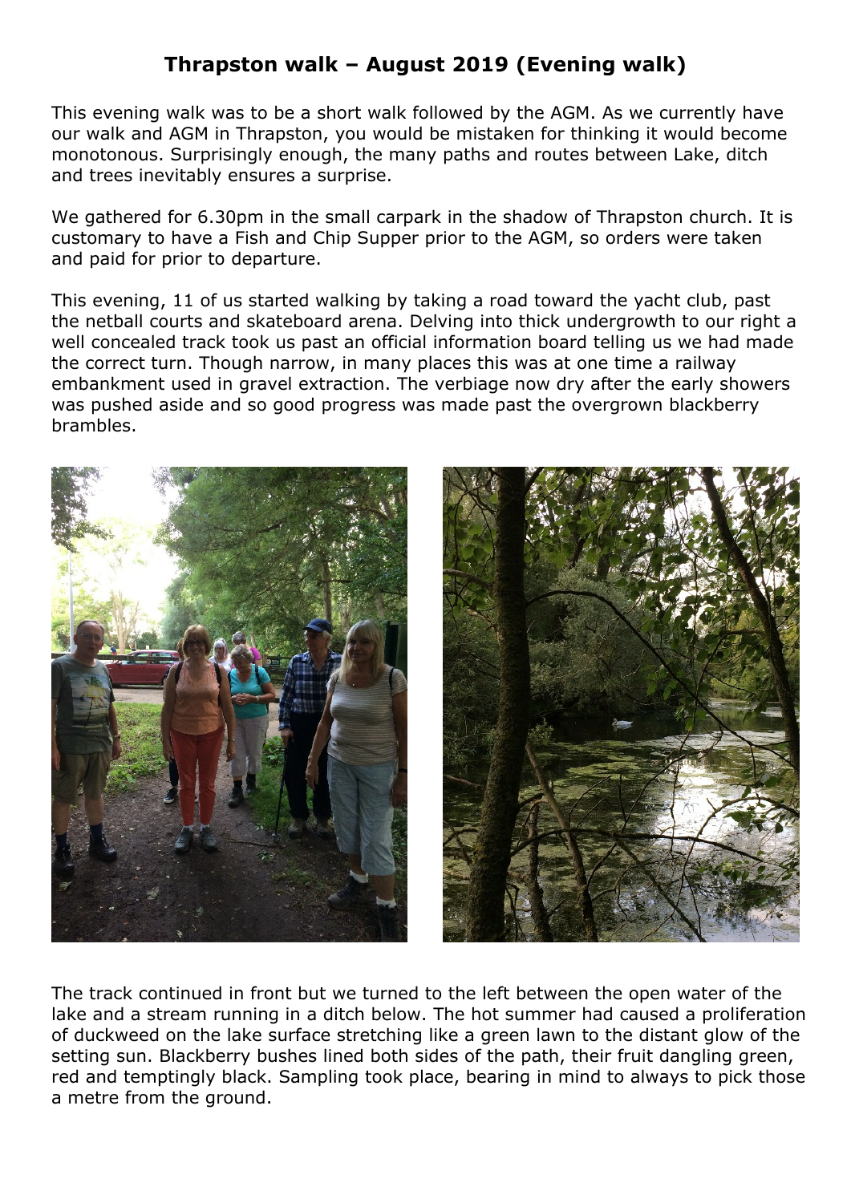# Thrapston walk – August 2019 (Evening walk)

This evening walk was to be a short walk followed by the AGM. As we currently have our walk and AGM in Thrapston, you would be mistaken for thinking it would become monotonous. Surprisingly enough, the many paths and routes between Lake, ditch and trees inevitably ensures a surprise.

We gathered for 6.30pm in the small carpark in the shadow of Thrapston church. It is customary to have a Fish and Chip Supper prior to the AGM, so orders were taken and paid for prior to departure.

This evening, 11 of us started walking by taking a road toward the yacht club, past the netball courts and skateboard arena. Delving into thick undergrowth to our right a well concealed track took us past an official information board telling us we had made the correct turn. Though narrow, in many places this was at one time a railway embankment used in gravel extraction. The verbiage now dry after the early showers was pushed aside and so good progress was made past the overgrown blackberry brambles.

The track continued in front but we turned to the left between the open water of the lake and a stream running in a ditch below. The hot summer had caused a proliferation of duckweed on the lake surface stretching like a green lawn to the distant glow of the setting sun. Blackberry bushes lined both sides of the path, their fruit dangling green, red and temptingly black. Sampling took place, bearing in mind to always to pick those a metre from the ground.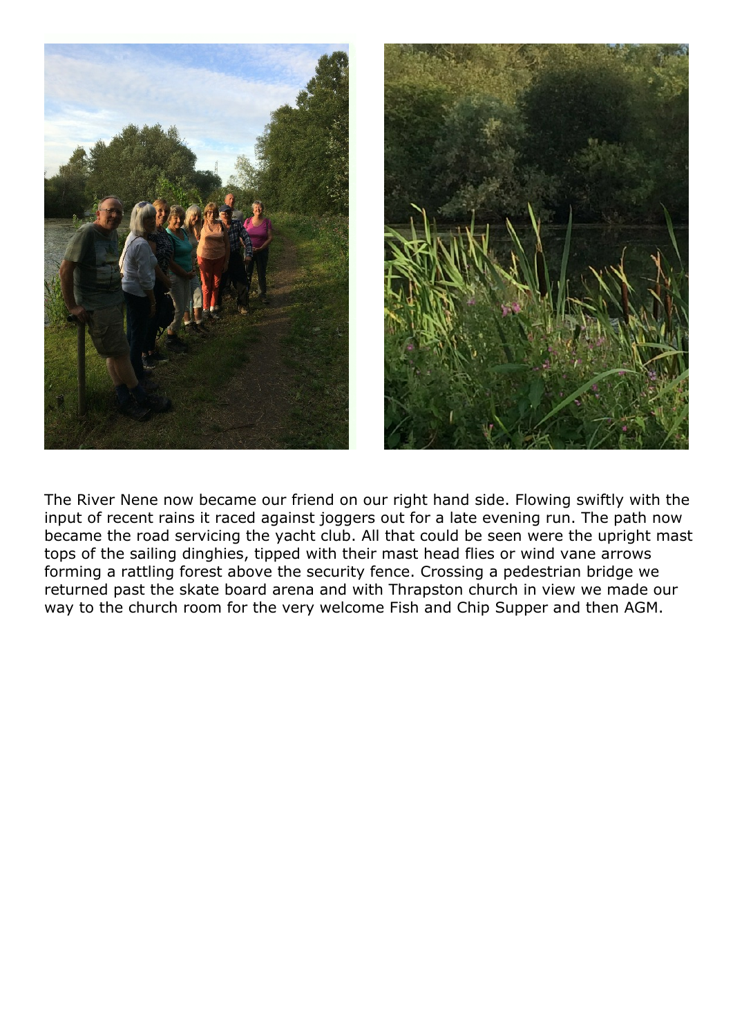The River Nene now became our friend on our right hand side. Flowing swiftly with the input of recent rains it raced against joggers out for a late evening run. The path now became the road servicing the yacht club. All that could be seen were the upright mast tops of the sailing dinghies, tipped with their mast head flies or wind vane arrows forming a rattling forest above the security fence. Crossing a pedestrian bridge we returned past the skate board arena and with Thrapston church in view we made our way to the church room for the very welcome Fish and Chip Supper and then AGM.